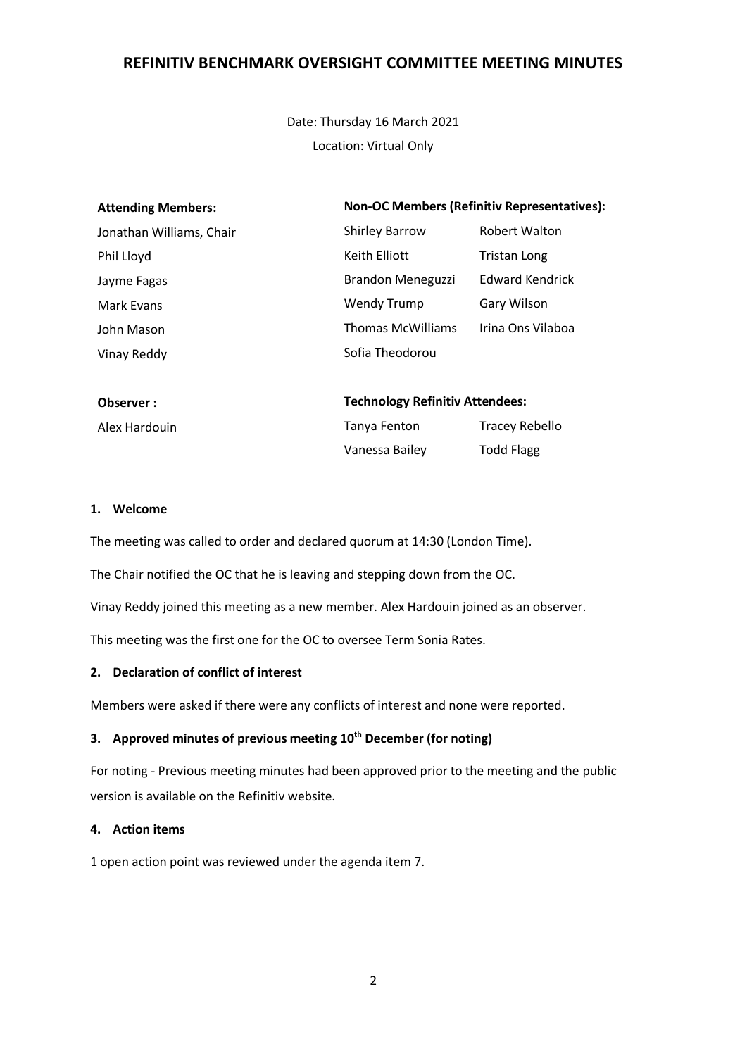# REFINITIV BENCHMARK OVERSIGHT COMMITTEE MEETING MINUTES

Date: Thursday 16 March 2021

Location: Virtual Only

| Attending Members: | Non-OC Members (Refinitiv Representatives): | |
|---|---|---|
| Jonathan Williams, Chair | Shirley Barrow | Robert Walton |
| Phil Lloyd | Keith Elliott | Tristan Long |
| Jayme Fagas | Brandon Meneguzzi | Edward Kendrick |
| Mark Evans | Wendy Trump | Gary Wilson |
| John Mason | Thomas McWilliams | Irina Ons Vilaboa |
| Vinay Reddy | Sofia Theodorou | |

| Observer : | Technology Refinitiv Attendees: | |
|---|---|---|
| Alex Hardouin | Tanya Fenton | Tracey Rebello |
| | Vanessa Bailey | Todd Flagg |

**1. Welcome**

The meeting was called to order and declared quorum at 14:30 (London Time).

The Chair notified the OC that he is leaving and stepping down from the OC.

Vinay Reddy joined this meeting as a new member. Alex Hardouin joined as an observer.

This meeting was the first one for the OC to oversee Term Sonia Rates.

**2. Declaration of conflict of interest**

Members were asked if there were any conflicts of interest and none were reported.

**3. Approved minutes of previous meeting 10th December (for noting)**

For noting - Previous meeting minutes had been approved prior to the meeting and the public version is available on the Refinitiv website.

**4. Action items**

1 open action point was reviewed under the agenda item 7.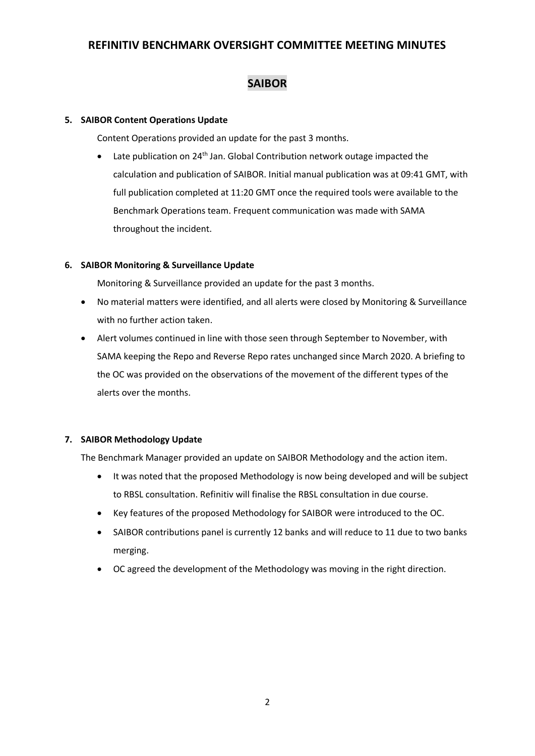# REFINITIV BENCHMARK OVERSIGHT COMMITTEE MEETING MINUTES

## SAIBOR

**5. SAIBOR Content Operations Update**

Content Operations provided an update for the past 3 months.

- Late publication on 24th Jan. Global Contribution network outage impacted the calculation and publication of SAIBOR. Initial manual publication was at 09:41 GMT, with full publication completed at 11:20 GMT once the required tools were available to the Benchmark Operations team. Frequent communication was made with SAMA throughout the incident.

**6. SAIBOR Monitoring & Surveillance Update**

Monitoring & Surveillance provided an update for the past 3 months.

- No material matters were identified, and all alerts were closed by Monitoring & Surveillance with no further action taken.
- Alert volumes continued in line with those seen through September to November, with SAMA keeping the Repo and Reverse Repo rates unchanged since March 2020. A briefing to the OC was provided on the observations of the movement of the different types of the alerts over the months.

**7. SAIBOR Methodology Update**

The Benchmark Manager provided an update on SAIBOR Methodology and the action item.

- It was noted that the proposed Methodology is now being developed and will be subject to RBSL consultation. Refinitiv will finalise the RBSL consultation in due course.
- Key features of the proposed Methodology for SAIBOR were introduced to the OC.
- SAIBOR contributions panel is currently 12 banks and will reduce to 11 due to two banks merging.
- OC agreed the development of the Methodology was moving in the right direction.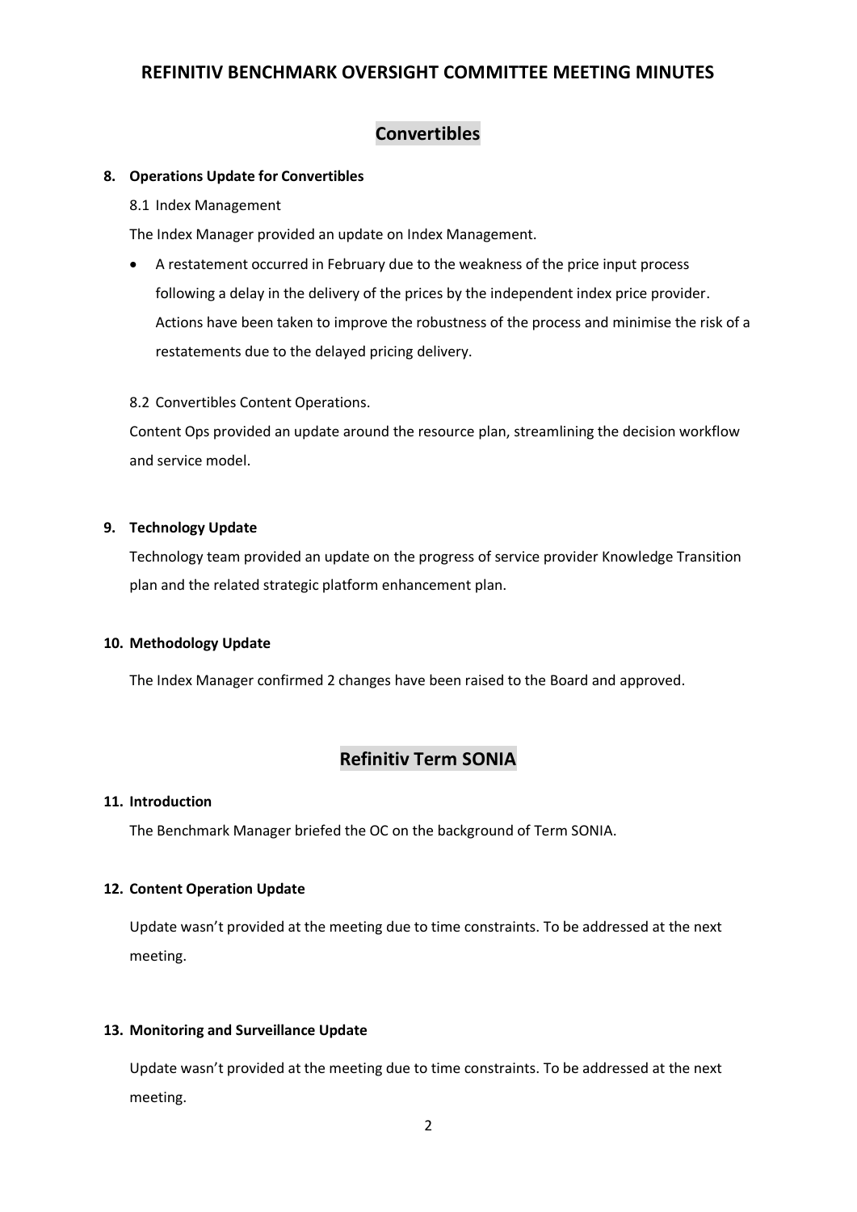# REFINITIV BENCHMARK OVERSIGHT COMMITTEE MEETING MINUTES

## Convertibles

### 8. Operations Update for Convertibles

8.1 Index Management

The Index Manager provided an update on Index Management.

- A restatement occurred in February due to the weakness of the price input process following a delay in the delivery of the prices by the independent index price provider. Actions have been taken to improve the robustness of the process and minimise the risk of a restatements due to the delayed pricing delivery.

8.2 Convertibles Content Operations.

Content Ops provided an update around the resource plan, streamlining the decision workflow and service model.

### 9. Technology Update

Technology team provided an update on the progress of service provider Knowledge Transition plan and the related strategic platform enhancement plan.

### 10. Methodology Update

The Index Manager confirmed 2 changes have been raised to the Board and approved.

## Refinitiv Term SONIA

### 11. Introduction

The Benchmark Manager briefed the OC on the background of Term SONIA.

### 12. Content Operation Update

Update wasn't provided at the meeting due to time constraints. To be addressed at the next meeting.

### 13. Monitoring and Surveillance Update

Update wasn't provided at the meeting due to time constraints. To be addressed at the next meeting.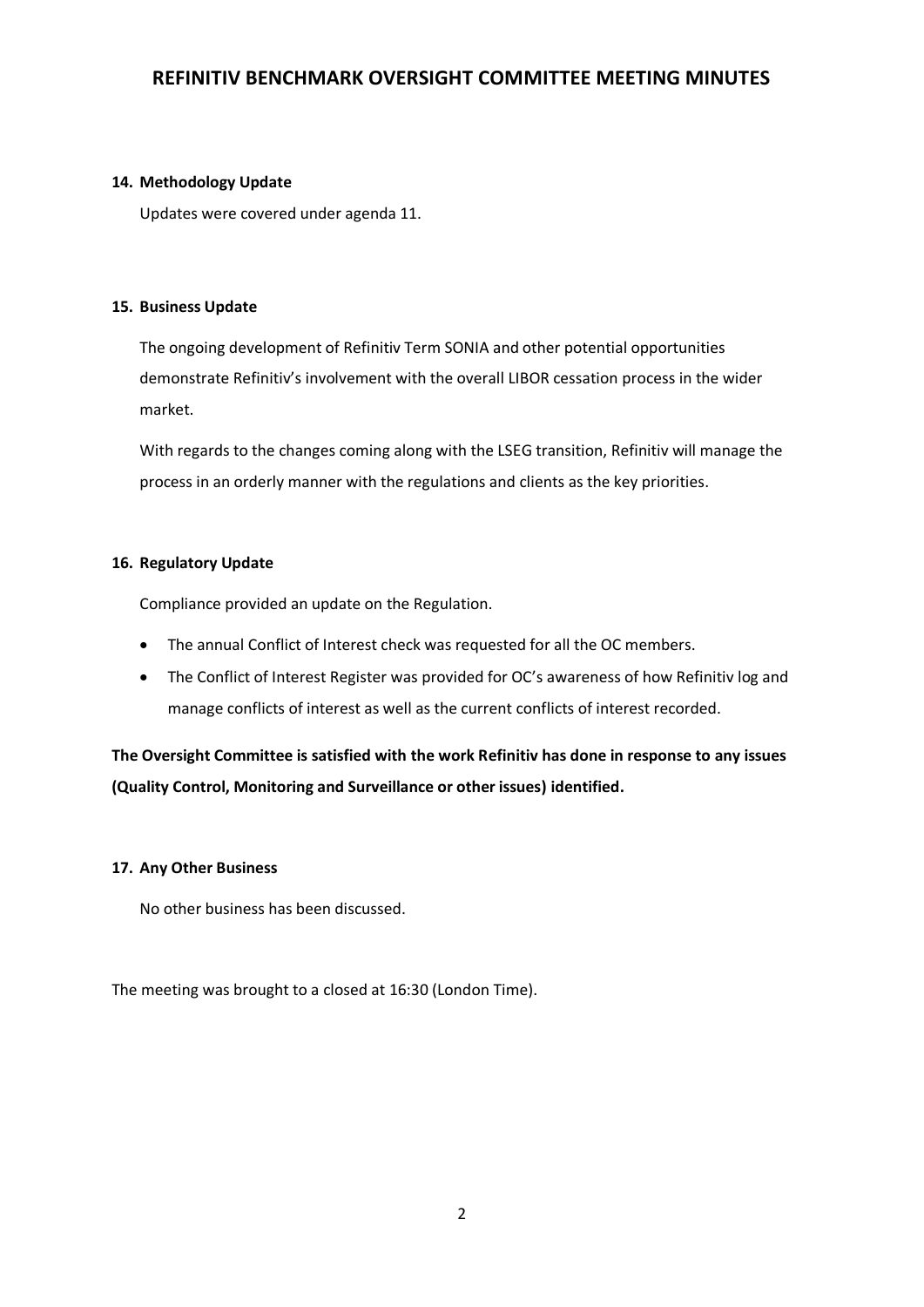# REFINITIV BENCHMARK OVERSIGHT COMMITTEE MEETING MINUTES

### 14. Methodology Update

Updates were covered under agenda 11.

### 15. Business Update

The ongoing development of Refinitiv Term SONIA and other potential opportunities demonstrate Refinitiv's involvement with the overall LIBOR cessation process in the wider market.

With regards to the changes coming along with the LSEG transition, Refinitiv will manage the process in an orderly manner with the regulations and clients as the key priorities.

### 16. Regulatory Update

Compliance provided an update on the Regulation.

- The annual Conflict of Interest check was requested for all the OC members.
- The Conflict of Interest Register was provided for OC's awareness of how Refinitiv log and manage conflicts of interest as well as the current conflicts of interest recorded.

**The Oversight Committee is satisfied with the work Refinitiv has done in response to any issues (Quality Control, Monitoring and Surveillance or other issues) identified.**

### 17. Any Other Business

No other business has been discussed.

The meeting was brought to a closed at 16:30 (London Time).